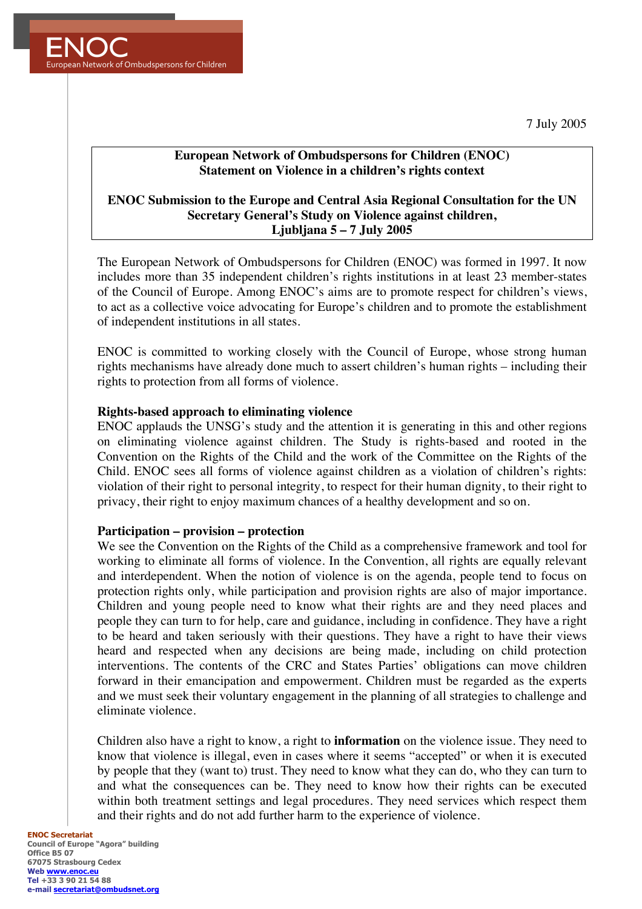ENOC

European Network of Ombudspersons for Children

7 July 2005

**European Network of Ombudspersons for Children (ENOC)**
**Statement on Violence in a children's rights context**

**ENOC Submission to the Europe and Central Asia Regional Consultation for the UN Secretary General's Study on Violence against children,**
**Ljubljana 5 – 7 July 2005**

The European Network of Ombudspersons for Children (ENOC) was formed in 1997. It now includes more than 35 independent children's rights institutions in at least 23 member-states of the Council of Europe. Among ENOC's aims are to promote respect for children's views, to act as a collective voice advocating for Europe's children and to promote the establishment of independent institutions in all states.

ENOC is committed to working closely with the Council of Europe, whose strong human rights mechanisms have already done much to assert children's human rights – including their rights to protection from all forms of violence.

**Rights-based approach to eliminating violence**

ENOC applauds the UNSG's study and the attention it is generating in this and other regions on eliminating violence against children. The Study is rights-based and rooted in the Convention on the Rights of the Child and the work of the Committee on the Rights of the Child. ENOC sees all forms of violence against children as a violation of children's rights: violation of their right to personal integrity, to respect for their human dignity, to their right to privacy, their right to enjoy maximum chances of a healthy development and so on.

**Participation – provision – protection**

We see the Convention on the Rights of the Child as a comprehensive framework and tool for working to eliminate all forms of violence. In the Convention, all rights are equally relevant and interdependent. When the notion of violence is on the agenda, people tend to focus on protection rights only, while participation and provision rights are also of major importance. Children and young people need to know what their rights are and they need places and people they can turn to for help, care and guidance, including in confidence. They have a right to be heard and taken seriously with their questions. They have a right to have their views heard and respected when any decisions are being made, including on child protection interventions. The contents of the CRC and States Parties' obligations can move children forward in their emancipation and empowerment. Children must be regarded as the experts and we must seek their voluntary engagement in the planning of all strategies to challenge and eliminate violence.

Children also have a right to know, a right to **information** on the violence issue. They need to know that violence is illegal, even in cases where it seems "accepted" or when it is executed by people that they (want to) trust. They need to know what they can do, who they can turn to and what the consequences can be. They need to know how their rights can be executed within both treatment settings and legal procedures. They need services which respect them and their rights and do not add further harm to the experience of violence.

**ENOC Secretariat**
Council of Europe "Agora" building
Office B5 07
67075 Strasbourg Cedex
Web www.enoc.eu
Tel +33 3 90 21 54 88
e-mail secretariat@ombudsnet.org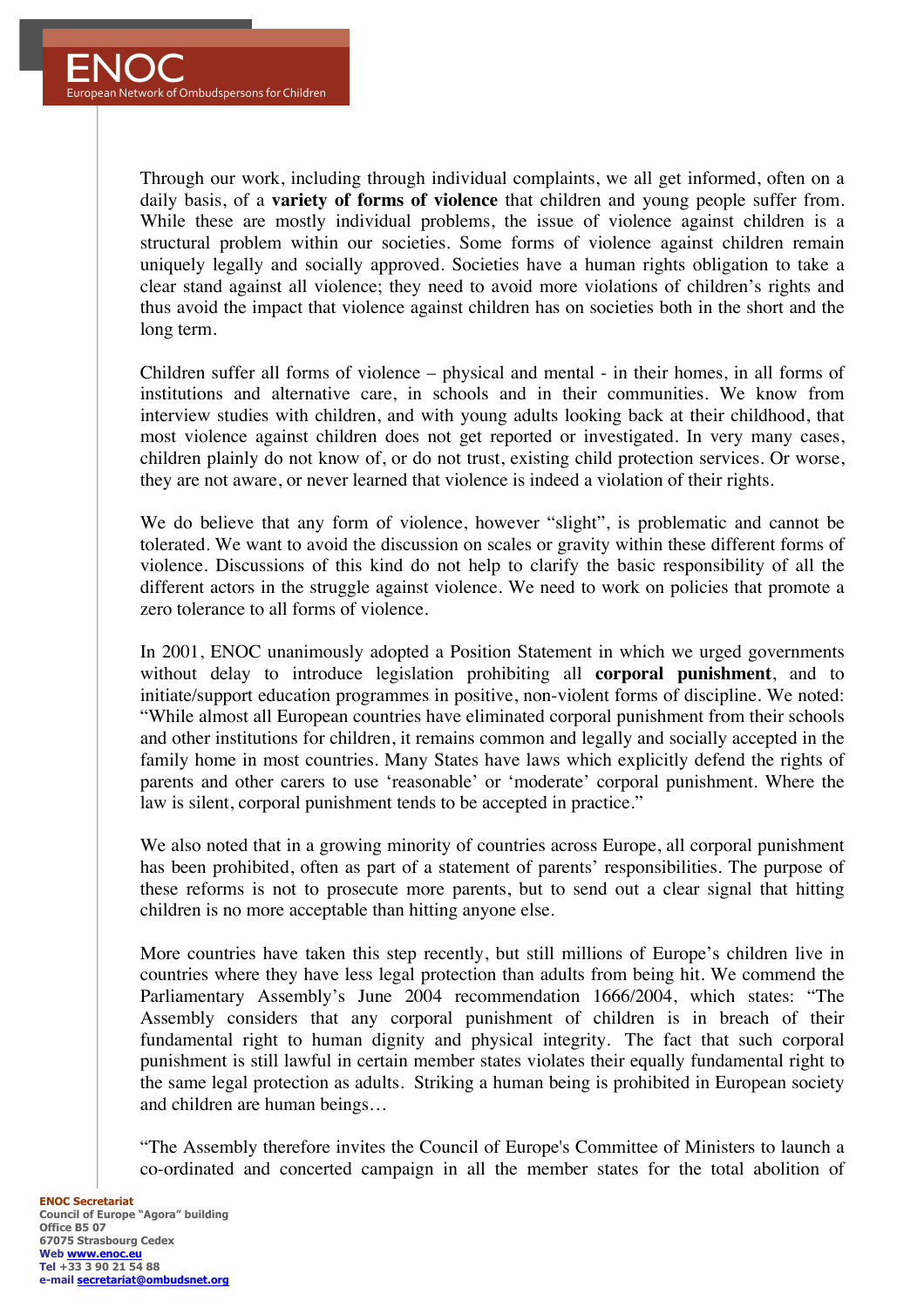Through our work, including through individual complaints, we all get informed, often on a daily basis, of a **variety of forms of violence** that children and young people suffer from. While these are mostly individual problems, the issue of violence against children is a structural problem within our societies. Some forms of violence against children remain uniquely legally and socially approved. Societies have a human rights obligation to take a clear stand against all violence; they need to avoid more violations of children's rights and thus avoid the impact that violence against children has on societies both in the short and the long term.

Children suffer all forms of violence – physical and mental - in their homes, in all forms of institutions and alternative care, in schools and in their communities. We know from interview studies with children, and with young adults looking back at their childhood, that most violence against children does not get reported or investigated. In very many cases, children plainly do not know of, or do not trust, existing child protection services. Or worse, they are not aware, or never learned that violence is indeed a violation of their rights.

We do believe that any form of violence, however "slight", is problematic and cannot be tolerated. We want to avoid the discussion on scales or gravity within these different forms of violence. Discussions of this kind do not help to clarify the basic responsibility of all the different actors in the struggle against violence. We need to work on policies that promote a zero tolerance to all forms of violence.

In 2001, ENOC unanimously adopted a Position Statement in which we urged governments without delay to introduce legislation prohibiting all **corporal punishment**, and to initiate/support education programmes in positive, non-violent forms of discipline. We noted: "While almost all European countries have eliminated corporal punishment from their schools and other institutions for children, it remains common and legally and socially accepted in the family home in most countries. Many States have laws which explicitly defend the rights of parents and other carers to use 'reasonable' or 'moderate' corporal punishment. Where the law is silent, corporal punishment tends to be accepted in practice."

We also noted that in a growing minority of countries across Europe, all corporal punishment has been prohibited, often as part of a statement of parents' responsibilities. The purpose of these reforms is not to prosecute more parents, but to send out a clear signal that hitting children is no more acceptable than hitting anyone else.

More countries have taken this step recently, but still millions of Europe's children live in countries where they have less legal protection than adults from being hit. We commend the Parliamentary Assembly's June 2004 recommendation 1666/2004, which states: "The Assembly considers that any corporal punishment of children is in breach of their fundamental right to human dignity and physical integrity. The fact that such corporal punishment is still lawful in certain member states violates their equally fundamental right to the same legal protection as adults. Striking a human being is prohibited in European society and children are human beings…

"The Assembly therefore invites the Council of Europe's Committee of Ministers to launch a co-ordinated and concerted campaign in all the member states for the total abolition of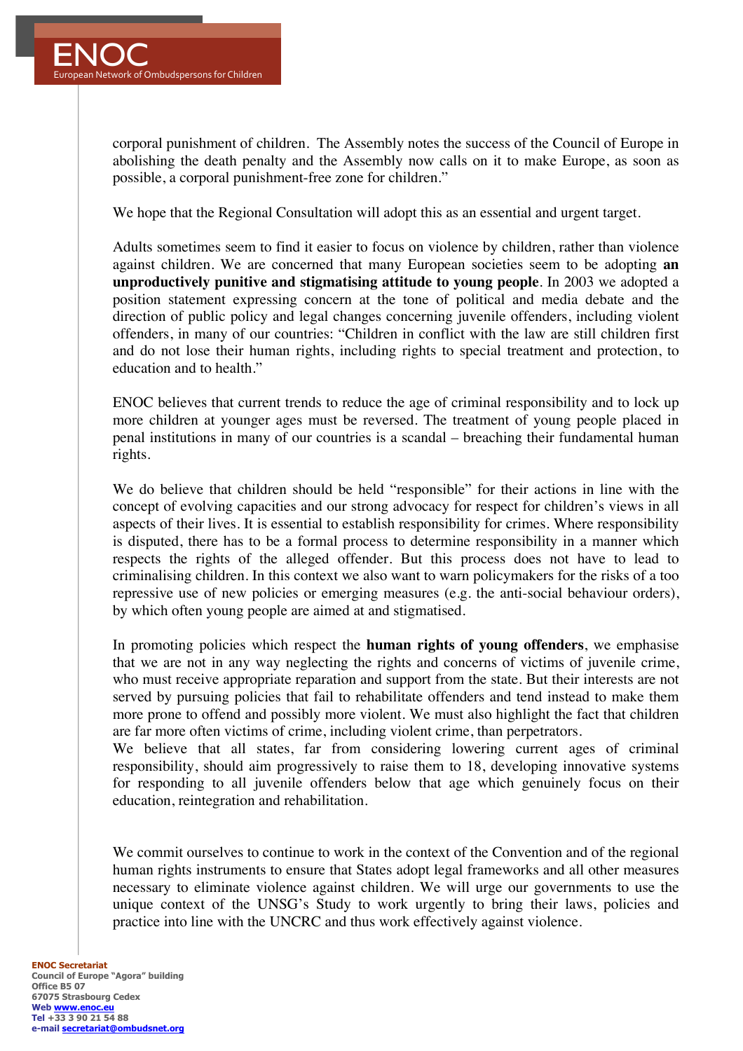corporal punishment of children. The Assembly notes the success of the Council of Europe in abolishing the death penalty and the Assembly now calls on it to make Europe, as soon as possible, a corporal punishment-free zone for children."

We hope that the Regional Consultation will adopt this as an essential and urgent target.

Adults sometimes seem to find it easier to focus on violence by children, rather than violence against children. We are concerned that many European societies seem to be adopting **an unproductively punitive and stigmatising attitude to young people**. In 2003 we adopted a position statement expressing concern at the tone of political and media debate and the direction of public policy and legal changes concerning juvenile offenders, including violent offenders, in many of our countries: "Children in conflict with the law are still children first and do not lose their human rights, including rights to special treatment and protection, to education and to health."

ENOC believes that current trends to reduce the age of criminal responsibility and to lock up more children at younger ages must be reversed. The treatment of young people placed in penal institutions in many of our countries is a scandal – breaching their fundamental human rights.

We do believe that children should be held "responsible" for their actions in line with the concept of evolving capacities and our strong advocacy for respect for children's views in all aspects of their lives. It is essential to establish responsibility for crimes. Where responsibility is disputed, there has to be a formal process to determine responsibility in a manner which respects the rights of the alleged offender. But this process does not have to lead to criminalising children. In this context we also want to warn policymakers for the risks of a too repressive use of new policies or emerging measures (e.g. the anti-social behaviour orders), by which often young people are aimed at and stigmatised.

In promoting policies which respect the **human rights of young offenders**, we emphasise that we are not in any way neglecting the rights and concerns of victims of juvenile crime, who must receive appropriate reparation and support from the state. But their interests are not served by pursuing policies that fail to rehabilitate offenders and tend instead to make them more prone to offend and possibly more violent. We must also highlight the fact that children are far more often victims of crime, including violent crime, than perpetrators.

We believe that all states, far from considering lowering current ages of criminal responsibility, should aim progressively to raise them to 18, developing innovative systems for responding to all juvenile offenders below that age which genuinely focus on their education, reintegration and rehabilitation.

We commit ourselves to continue to work in the context of the Convention and of the regional human rights instruments to ensure that States adopt legal frameworks and all other measures necessary to eliminate violence against children. We will urge our governments to use the unique context of the UNSG's Study to work urgently to bring their laws, policies and practice into line with the UNCRC and thus work effectively against violence.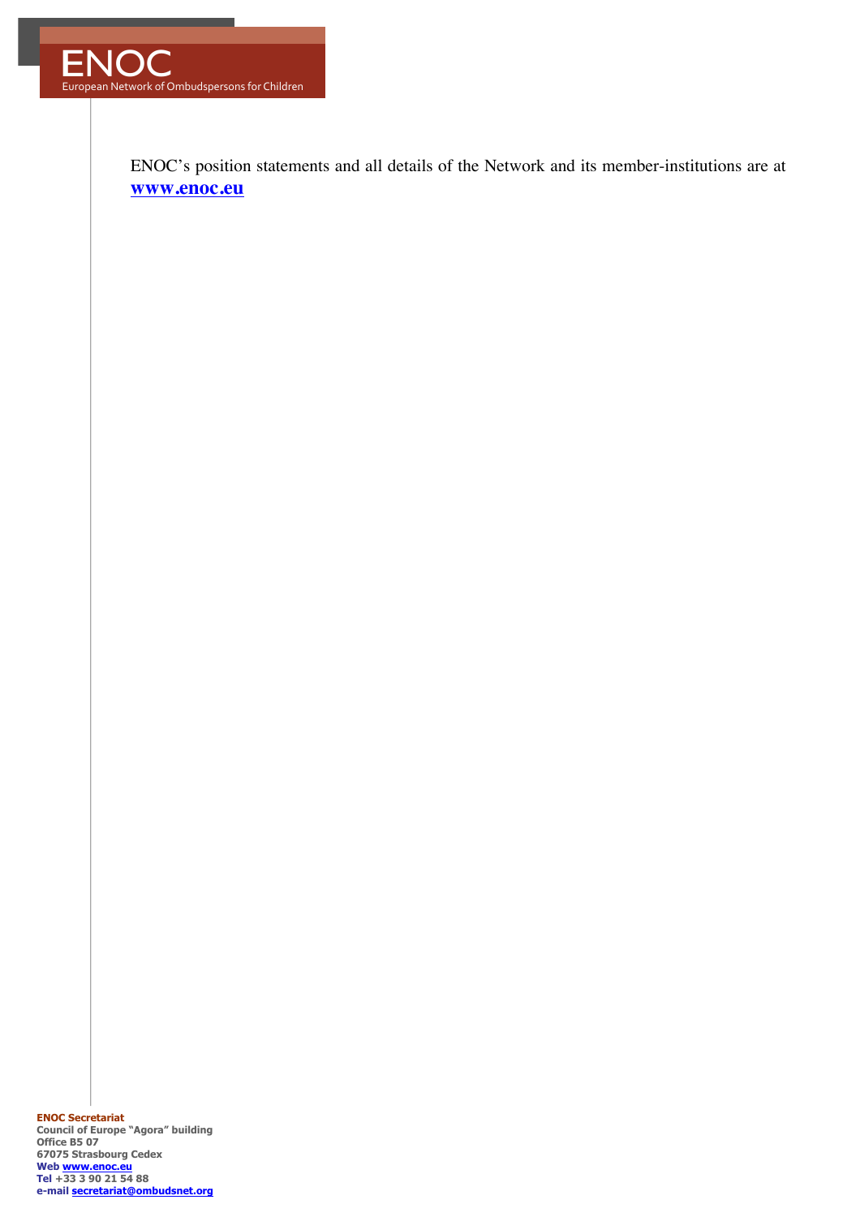ENOC's position statements and all details of the Network and its member-institutions are at **www.enoc.eu**

**ENOC Secretariat**
**Council of Europe "Agora" building**
**Office B5 07**
**67075 Strasbourg Cedex**
**Web www.enoc.eu**
**Tel +33 3 90 21 54 88**
**e-mail secretariat@ombudsnet.org**